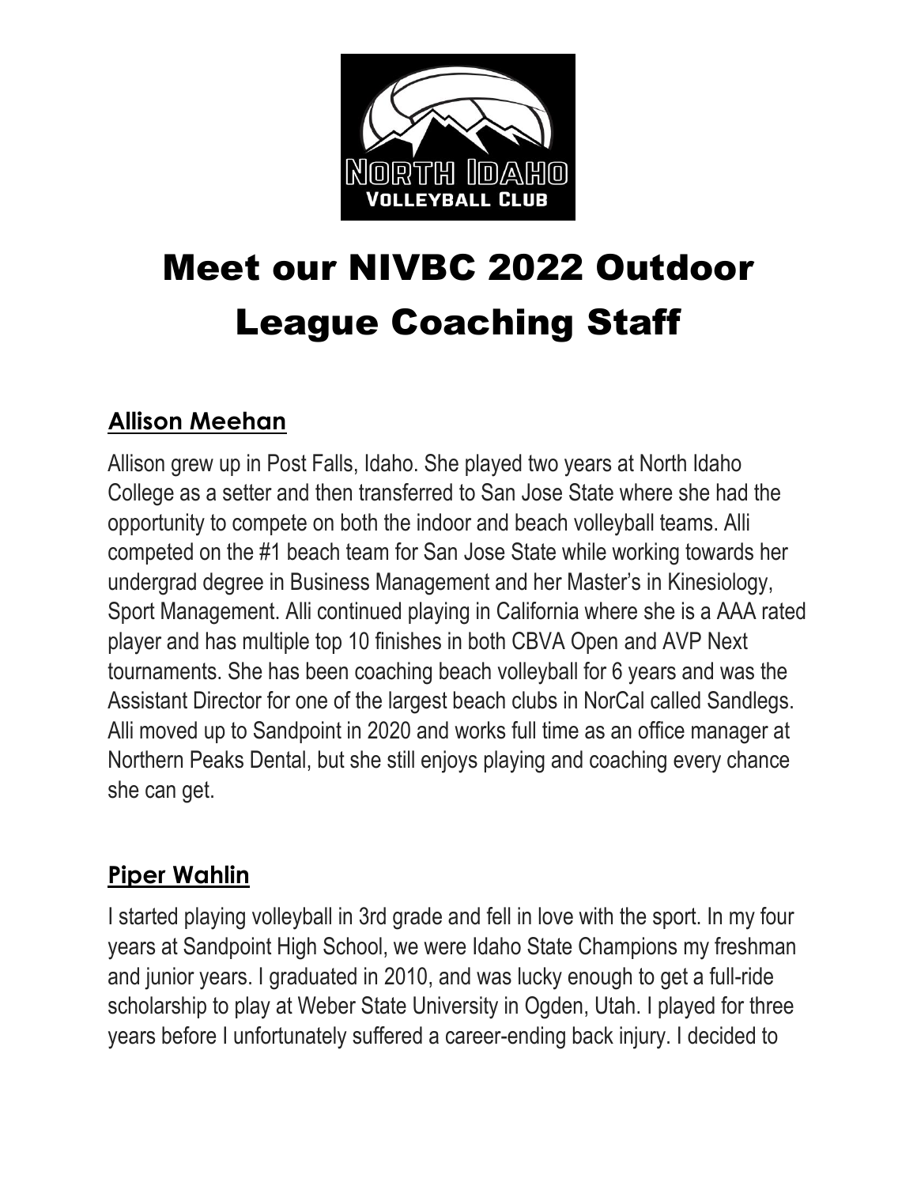# Meet our NIVBC 2022 Outdoor League Coaching Staff

## Allison Meehan

Allison grew up in Post Falls, Idaho. She played two years at North Idaho College as a setter and then transferred to San Jose State where she had the opportunity to compete on both the indoor and beach volleyball teams. Alli competed on the #1 beach team for San Jose State while working towards her undergrad degree in Business Management and her Master's in Kinesiology, Sport Management. Alli continued playing in California where she is a AAA rated player and has multiple top 10 finishes in both CBVA Open and AVP Next tournaments. She has been coaching beach volleyball for 6 years and was the Assistant Director for one of the largest beach clubs in NorCal called Sandlegs. Alli moved up to Sandpoint in 2020 and works full time as an office manager at Northern Peaks Dental, but she still enjoys playing and coaching every chance she can get.

## Piper Wahlin

I started playing volleyball in 3rd grade and fell in love with the sport. In my four years at Sandpoint High School, we were Idaho State Champions my freshman and junior years. I graduated in 2010, and was lucky enough to get a full-ride scholarship to play at Weber State University in Ogden, Utah. I played for three years before I unfortunately suffered a career-ending back injury. I decided to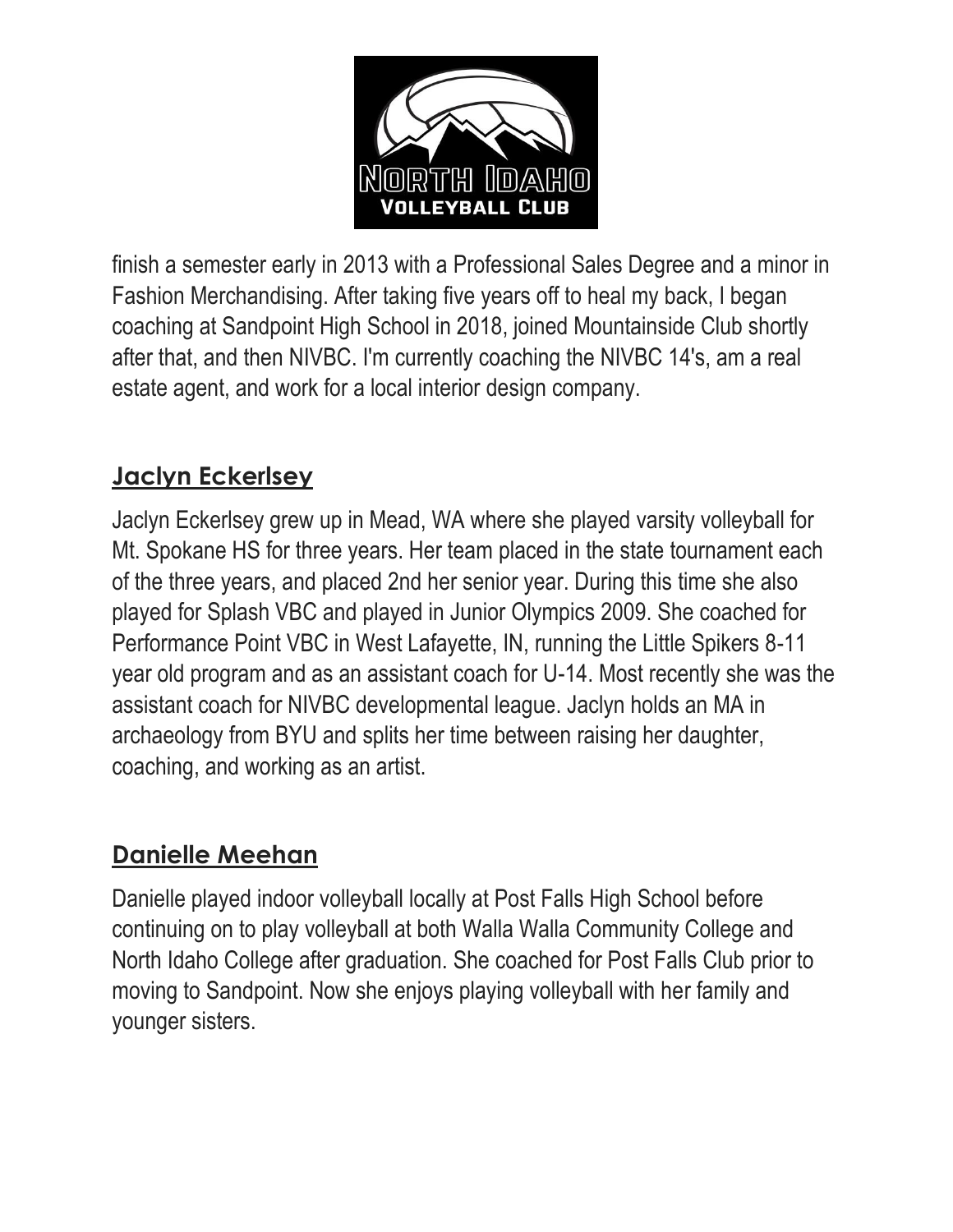finish a semester early in 2013 with a Professional Sales Degree and a minor in Fashion Merchandising. After taking five years off to heal my back, I began coaching at Sandpoint High School in 2018, joined Mountainside Club shortly after that, and then NIVBC. I'm currently coaching the NIVBC 14's, am a real estate agent, and work for a local interior design company.

## Jaclyn Eckerlsey

Jaclyn Eckerlsey grew up in Mead, WA where she played varsity volleyball for Mt. Spokane HS for three years. Her team placed in the state tournament each of the three years, and placed 2nd her senior year. During this time she also played for Splash VBC and played in Junior Olympics 2009. She coached for Performance Point VBC in West Lafayette, IN, running the Little Spikers 8-11 year old program and as an assistant coach for U-14. Most recently she was the assistant coach for NIVBC developmental league. Jaclyn holds an MA in archaeology from BYU and splits her time between raising her daughter, coaching, and working as an artist.

## Danielle Meehan

Danielle played indoor volleyball locally at Post Falls High School before continuing on to play volleyball at both Walla Walla Community College and North Idaho College after graduation. She coached for Post Falls Club prior to moving to Sandpoint. Now she enjoys playing volleyball with her family and younger sisters.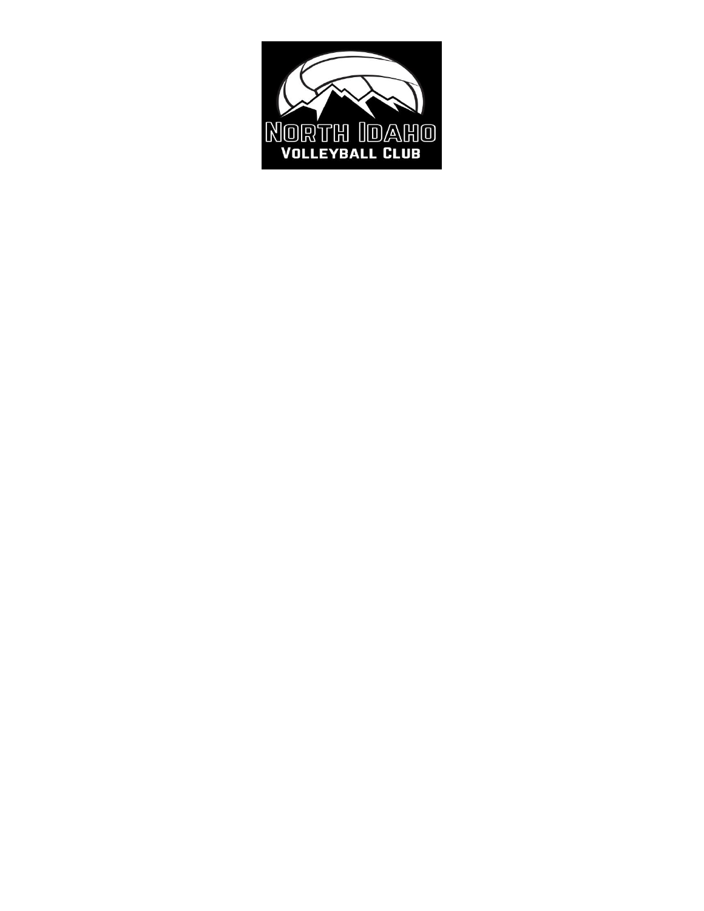NORTH IDAHO

VOLLEYBALL CLUB